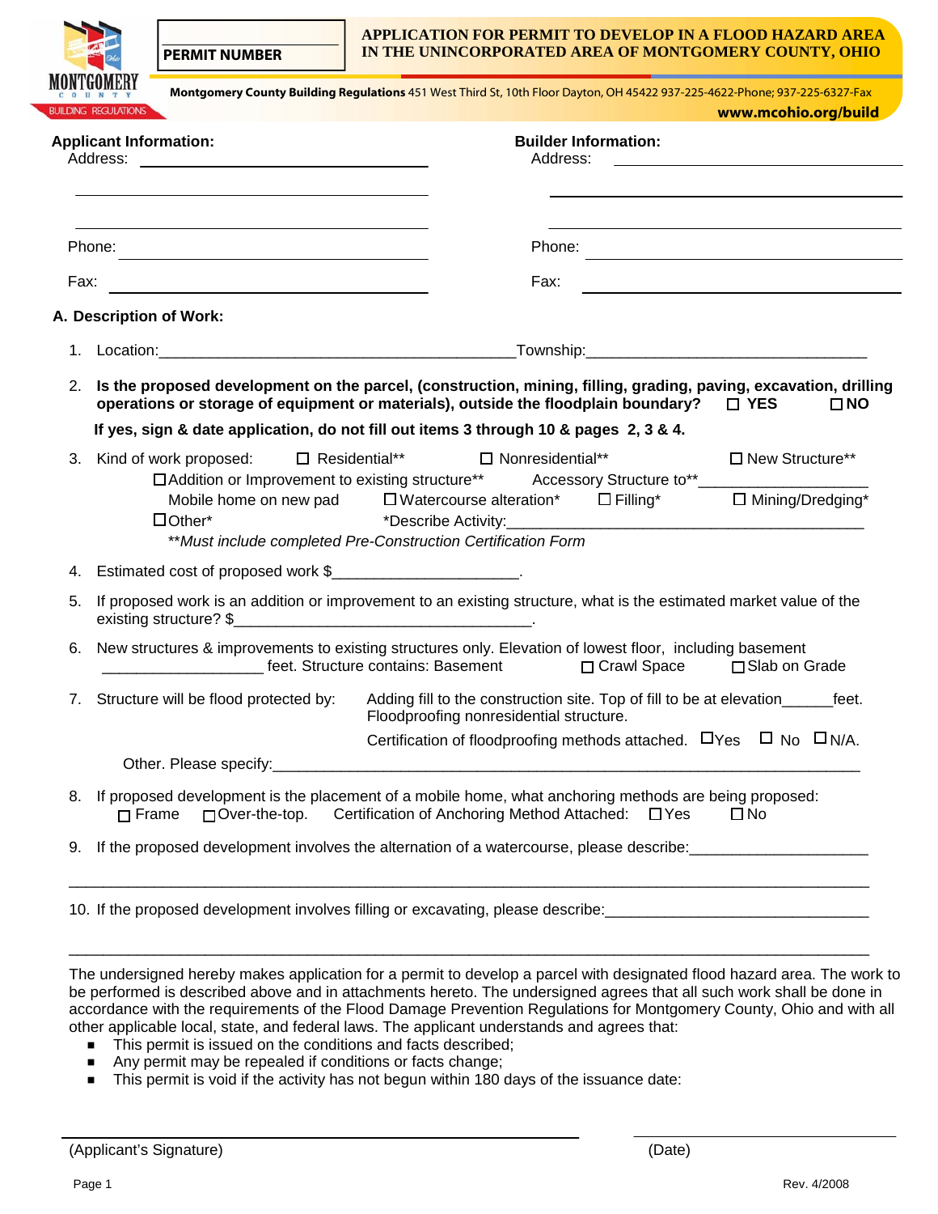PERMIT NUMBER

# APPLICATION FOR PERMIT TO DEVELOP IN A FLOOD HAZARD AREA IN THE UNINCORPORATED AREA OF MONTGOMERY COUNTY, OHIO

MONTGOMERY COUNTY BUILDING REGULATIONS

**Montgomery County Building Regulations** 451 West Third St, 10th Floor Dayton, OH 45422 937-225-4622-Phone; 937-225-6327-Fax

**www.mcohio.org/build**

**Applicant Information:**

Address: ____________________

____________________

____________________

Phone: ____________________

Fax: ____________________

**Builder Information:**

Address: ____________________

____________________

____________________

Phone: ____________________

Fax: ____________________

**A. Description of Work:**

1. Location:__________________________________________Township:________________________________

2. **Is the proposed development on the parcel, (construction, mining, filling, grading, paving, excavation, drilling operations or storage of equipment or materials), outside the floodplain boundary?** ☐ **YES** ☐ **NO**

   **If yes, sign & date application, do not fill out items 3 through 10 & pages 2, 3 & 4.**

3. Kind of work proposed: ☐ Residential** ☐ Nonresidential** ☐ New Structure**
   ☐ Addition or Improvement to existing structure** Accessory Structure to**____________________
   Mobile home on new pad ☐ Watercourse alteration* ☐ Filling* ☐ Mining/Dredging*
   ☐ Other* *Describe Activity:________________________________________
   ***Must include completed Pre-Construction Certification Form*

4. Estimated cost of proposed work $_____________________.

5. If proposed work is an addition or improvement to an existing structure, what is the estimated market value of the existing structure? $___________________________________.

6. New structures & improvements to existing structures only. Elevation of lowest floor, including basement __________________ feet. Structure contains: Basement ☐ Crawl Space ☐ Slab on Grade

7. Structure will be flood protected by: Adding fill to the construction site. Top of fill to be at elevation______feet.
   Floodproofing nonresidential structure.
   Certification of floodproofing methods attached. ☐ Yes ☐ No ☐ N/A.
   Other. Please specify:____________________________________________________________________

8. If proposed development is the placement of a mobile home, what anchoring methods are being proposed:
   ☐ Frame ☐ Over-the-top. Certification of Anchoring Method Attached: ☐ Yes ☐ No

9. If the proposed development involves the alternation of a watercourse, please describe:____________________

   ______________________________________________________________________________________

10. If the proposed development involves filling or excavating, please describe:______________________________

    ______________________________________________________________________________________

The undersigned hereby makes application for a permit to develop a parcel with designated flood hazard area. The work to be performed is described above and in attachments hereto. The undersigned agrees that all such work shall be done in accordance with the requirements of the Flood Damage Prevention Regulations for Montgomery County, Ohio and with all other applicable local, state, and federal laws. The applicant understands and agrees that:

- This permit is issued on the conditions and facts described;
- Any permit may be repealed if conditions or facts change;
- This permit is void if the activity has not begun within 180 days of the issuance date:

______________________________ (Applicant's Signature) ______________ (Date)

Rev. 4/2008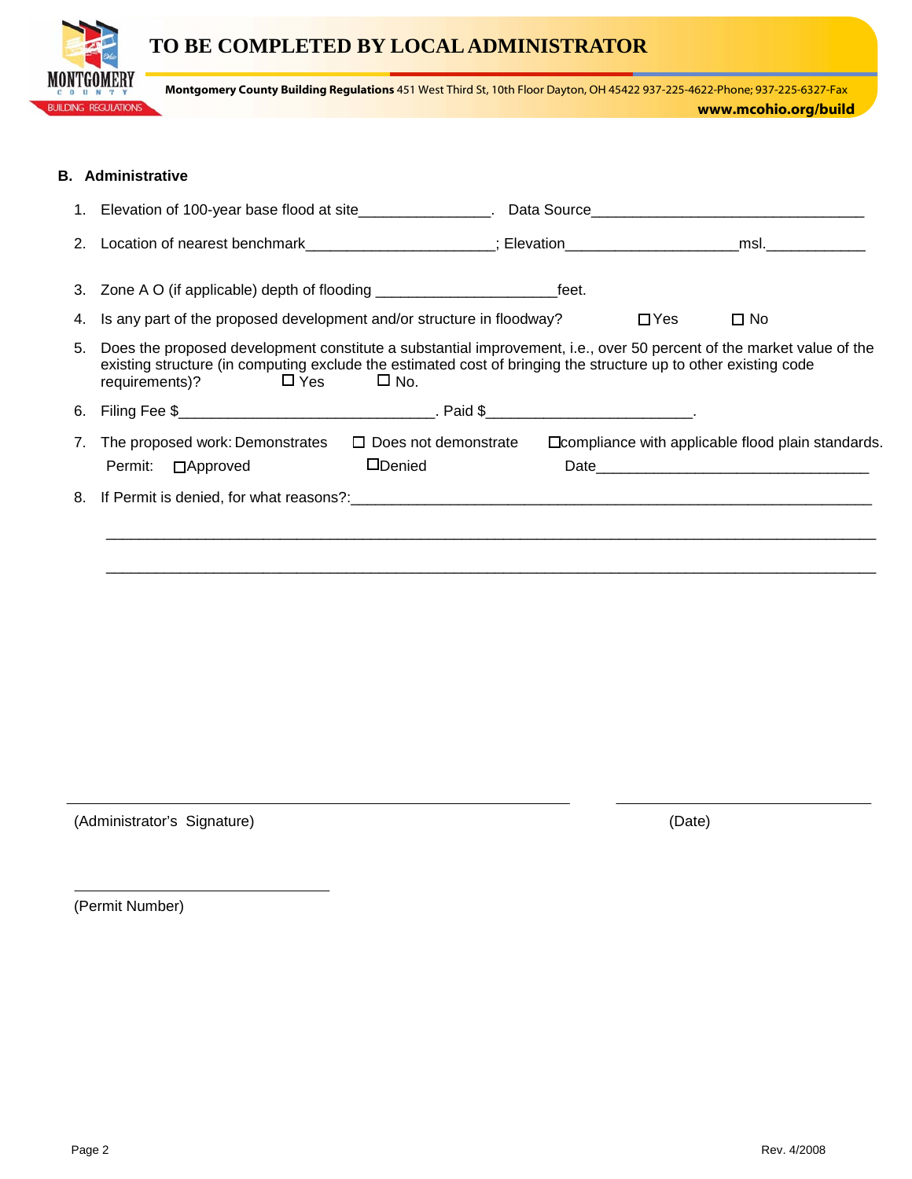# TO BE COMPLETED BY LOCAL ADMINISTRATOR

**Montgomery County Building Regulations** 451 West Third St, 10th Floor Dayton, OH 45422 937-225-4622-Phone; 937-225-6327-Fax
**www.mcohio.org/build**

**B. Administrative**

1. Elevation of 100-year base flood at site_______________. Data Source_______________________________

2. Location of nearest benchmark______________________; Elevation____________________msl.___________

3. Zone A O (if applicable) depth of flooding _____________________feet.

4. Is any part of the proposed development and/or structure in floodway? ☐ Yes ☐ No

5. Does the proposed development constitute a substantial improvement, i.e., over 50 percent of the market value of the existing structure (in computing exclude the estimated cost of bringing the structure up to other existing code requirements)? ☐ Yes ☐ No.

6. Filing Fee $______________________________. Paid $________________________.

7. The proposed work: Demonstrates ☐ Does not demonstrate ☐compliance with applicable flood plain standards.
   Permit: ☐Approved ☐Denied Date________________________________

8. If Permit is denied, for what reasons?:______________________________________________________________

_______________________________________________________________________________________

_______________________________________________________________________________________

_______________________________________________ _______________________

(Administrator's Signature) (Date)

______________________________

(Permit Number)

Rev. 4/2008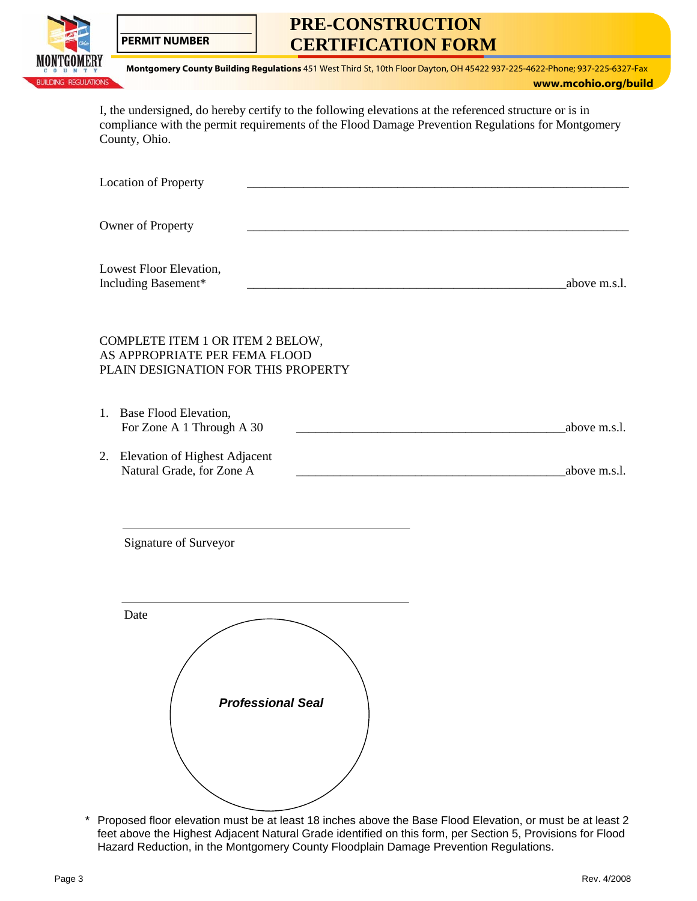PERMIT NUMBER

# PRE-CONSTRUCTION CERTIFICATION FORM

**Montgomery County Building Regulations** 451 West Third St, 10th Floor Dayton, OH 45422 937-225-4622-Phone; 937-225-6327-Fax

**www.mcohio.org/build**

I, the undersigned, do hereby certify to the following elevations at the referenced structure or is in compliance with the permit requirements of the Flood Damage Prevention Regulations for Montgomery County, Ohio.

Location of Property ______________________________________________________________

Owner of Property ______________________________________________________________

Lowest Floor Elevation,
Including Basement* ______________________________________________________above m.s.l.

COMPLETE ITEM 1 OR ITEM 2 BELOW,
AS APPROPRIATE PER FEMA FLOOD
PLAIN DESIGNATION FOR THIS PROPERTY

1. Base Flood Elevation,
   For Zone A 1 Through A 30 ____________________________________________above m.s.l.

2. Elevation of Highest Adjacent
   Natural Grade, for Zone A ____________________________________________above m.s.l.

______________________________________________
Signature of Surveyor

______________________________________________
Date

***Professional Seal***

\* Proposed floor elevation must be at least 18 inches above the Base Flood Elevation, or must be at least 2 feet above the Highest Adjacent Natural Grade identified on this form, per Section 5, Provisions for Flood Hazard Reduction, in the Montgomery County Floodplain Damage Prevention Regulations.

Rev. 4/2008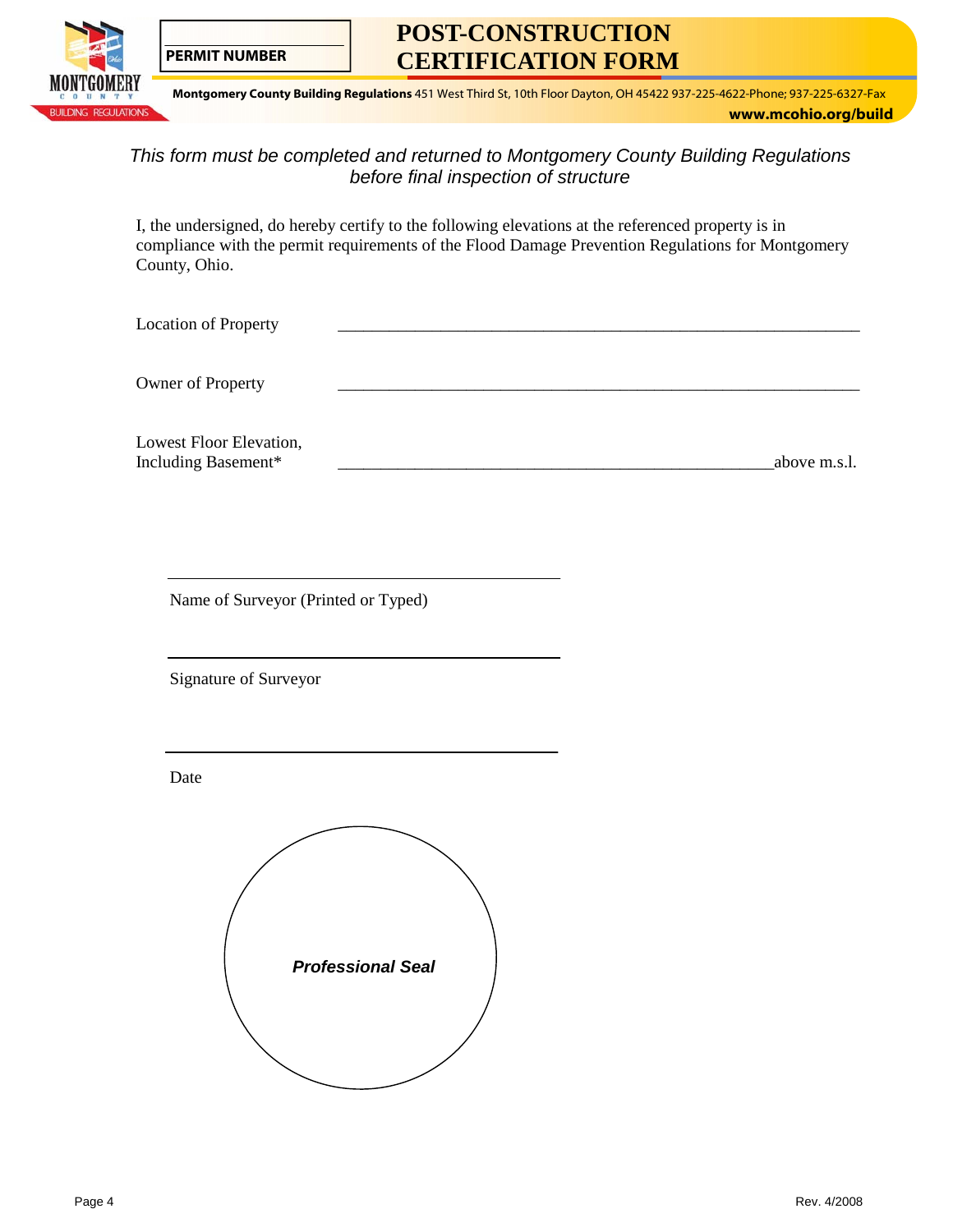**PERMIT NUMBER**

# POST-CONSTRUCTION CERTIFICATION FORM

**Montgomery County Building Regulations** 451 West Third St, 10th Floor Dayton, OH 45422 937-225-4622-Phone; 937-225-6327-Fax

**www.mcohio.org/build**

*This form must be completed and returned to Montgomery County Building Regulations before final inspection of structure*

I, the undersigned, do hereby certify to the following elevations at the referenced property is in compliance with the permit requirements of the Flood Damage Prevention Regulations for Montgomery County, Ohio.

Location of Property ________________________________________________

Owner of Property ________________________________________________

Lowest Floor Elevation,
Including Basement* ________________________________________above m.s.l.

________________________________________
Name of Surveyor (Printed or Typed)

________________________________________
Signature of Surveyor

________________________________________
Date

***Professional Seal***

Rev. 4/2008